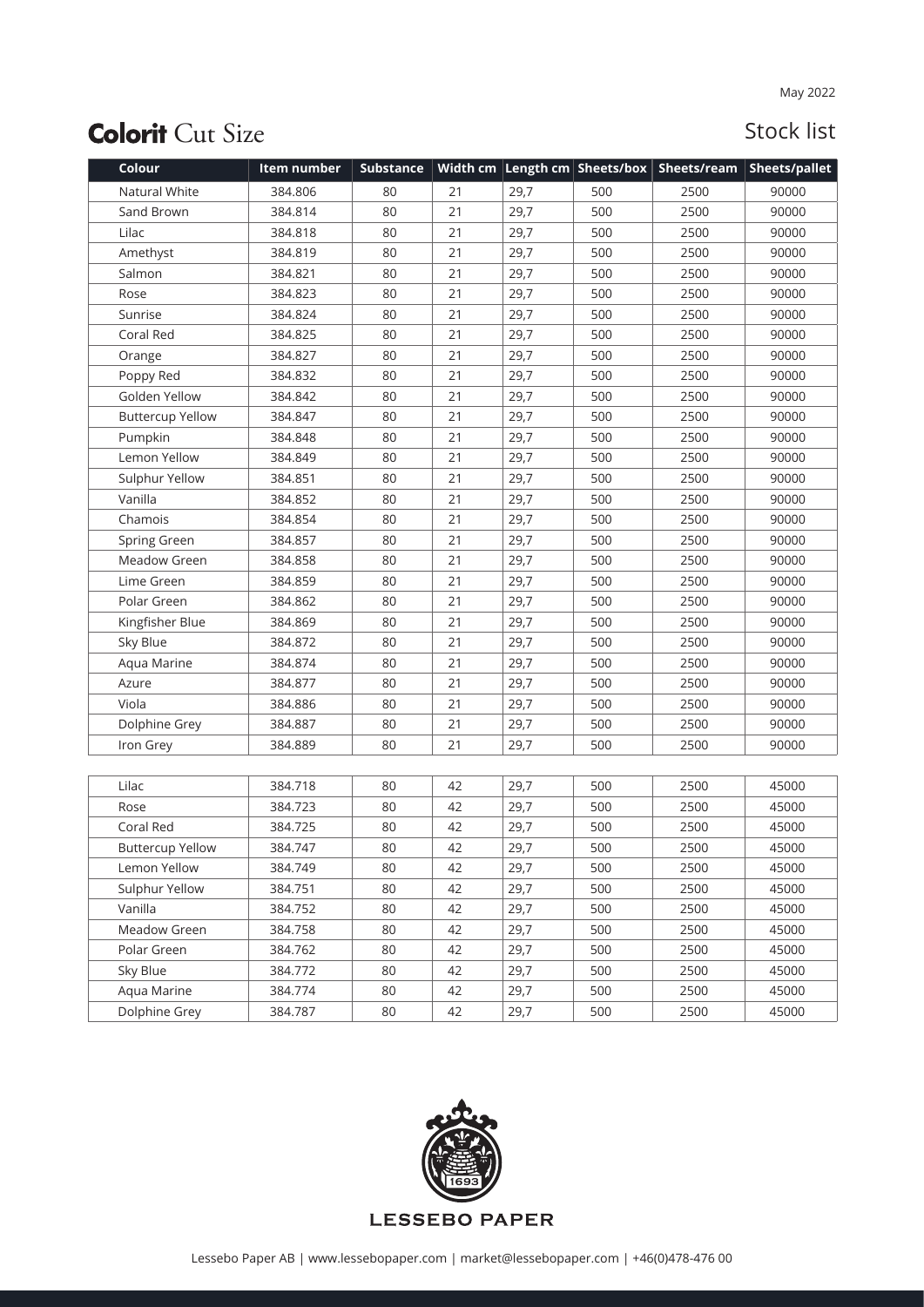May 2022

# **Colorit** Cut Size

## Stock list

| Colour | Item number | Substance | Width cm | Length cm | Sheets/box | Sheets/ream | Sheets/pallet |
|---|---|---|---|---|---|---|---|
| Natural White | 384.806 | 80 | 21 | 29,7 | 500 | 2500 | 90000 |
| Sand Brown | 384.814 | 80 | 21 | 29,7 | 500 | 2500 | 90000 |
| Lilac | 384.818 | 80 | 21 | 29,7 | 500 | 2500 | 90000 |
| Amethyst | 384.819 | 80 | 21 | 29,7 | 500 | 2500 | 90000 |
| Salmon | 384.821 | 80 | 21 | 29,7 | 500 | 2500 | 90000 |
| Rose | 384.823 | 80 | 21 | 29,7 | 500 | 2500 | 90000 |
| Sunrise | 384.824 | 80 | 21 | 29,7 | 500 | 2500 | 90000 |
| Coral Red | 384.825 | 80 | 21 | 29,7 | 500 | 2500 | 90000 |
| Orange | 384.827 | 80 | 21 | 29,7 | 500 | 2500 | 90000 |
| Poppy Red | 384.832 | 80 | 21 | 29,7 | 500 | 2500 | 90000 |
| Golden Yellow | 384.842 | 80 | 21 | 29,7 | 500 | 2500 | 90000 |
| Buttercup Yellow | 384.847 | 80 | 21 | 29,7 | 500 | 2500 | 90000 |
| Pumpkin | 384.848 | 80 | 21 | 29,7 | 500 | 2500 | 90000 |
| Lemon Yellow | 384.849 | 80 | 21 | 29,7 | 500 | 2500 | 90000 |
| Sulphur Yellow | 384.851 | 80 | 21 | 29,7 | 500 | 2500 | 90000 |
| Vanilla | 384.852 | 80 | 21 | 29,7 | 500 | 2500 | 90000 |
| Chamois | 384.854 | 80 | 21 | 29,7 | 500 | 2500 | 90000 |
| Spring Green | 384.857 | 80 | 21 | 29,7 | 500 | 2500 | 90000 |
| Meadow Green | 384.858 | 80 | 21 | 29,7 | 500 | 2500 | 90000 |
| Lime Green | 384.859 | 80 | 21 | 29,7 | 500 | 2500 | 90000 |
| Polar Green | 384.862 | 80 | 21 | 29,7 | 500 | 2500 | 90000 |
| Kingfisher Blue | 384.869 | 80 | 21 | 29,7 | 500 | 2500 | 90000 |
| Sky Blue | 384.872 | 80 | 21 | 29,7 | 500 | 2500 | 90000 |
| Aqua Marine | 384.874 | 80 | 21 | 29,7 | 500 | 2500 | 90000 |
| Azure | 384.877 | 80 | 21 | 29,7 | 500 | 2500 | 90000 |
| Viola | 384.886 | 80 | 21 | 29,7 | 500 | 2500 | 90000 |
| Dolphine Grey | 384.887 | 80 | 21 | 29,7 | 500 | 2500 | 90000 |
| Iron Grey | 384.889 | 80 | 21 | 29,7 | 500 | 2500 | 90000 |

| Colour | Item number | Substance | Width cm | Length cm | Sheets/box | Sheets/ream | Sheets/pallet |
|---|---|---|---|---|---|---|---|
| Lilac | 384.718 | 80 | 42 | 29,7 | 500 | 2500 | 45000 |
| Rose | 384.723 | 80 | 42 | 29,7 | 500 | 2500 | 45000 |
| Coral Red | 384.725 | 80 | 42 | 29,7 | 500 | 2500 | 45000 |
| Buttercup Yellow | 384.747 | 80 | 42 | 29,7 | 500 | 2500 | 45000 |
| Lemon Yellow | 384.749 | 80 | 42 | 29,7 | 500 | 2500 | 45000 |
| Sulphur Yellow | 384.751 | 80 | 42 | 29,7 | 500 | 2500 | 45000 |
| Vanilla | 384.752 | 80 | 42 | 29,7 | 500 | 2500 | 45000 |
| Meadow Green | 384.758 | 80 | 42 | 29,7 | 500 | 2500 | 45000 |
| Polar Green | 384.762 | 80 | 42 | 29,7 | 500 | 2500 | 45000 |
| Sky Blue | 384.772 | 80 | 42 | 29,7 | 500 | 2500 | 45000 |
| Aqua Marine | 384.774 | 80 | 42 | 29,7 | 500 | 2500 | 45000 |
| Dolphine Grey | 384.787 | 80 | 42 | 29,7 | 500 | 2500 | 45000 |

LESSEBO PAPER

Lessebo Paper AB | www.lessebopaper.com | market@lessebopaper.com | +46(0)478-476 00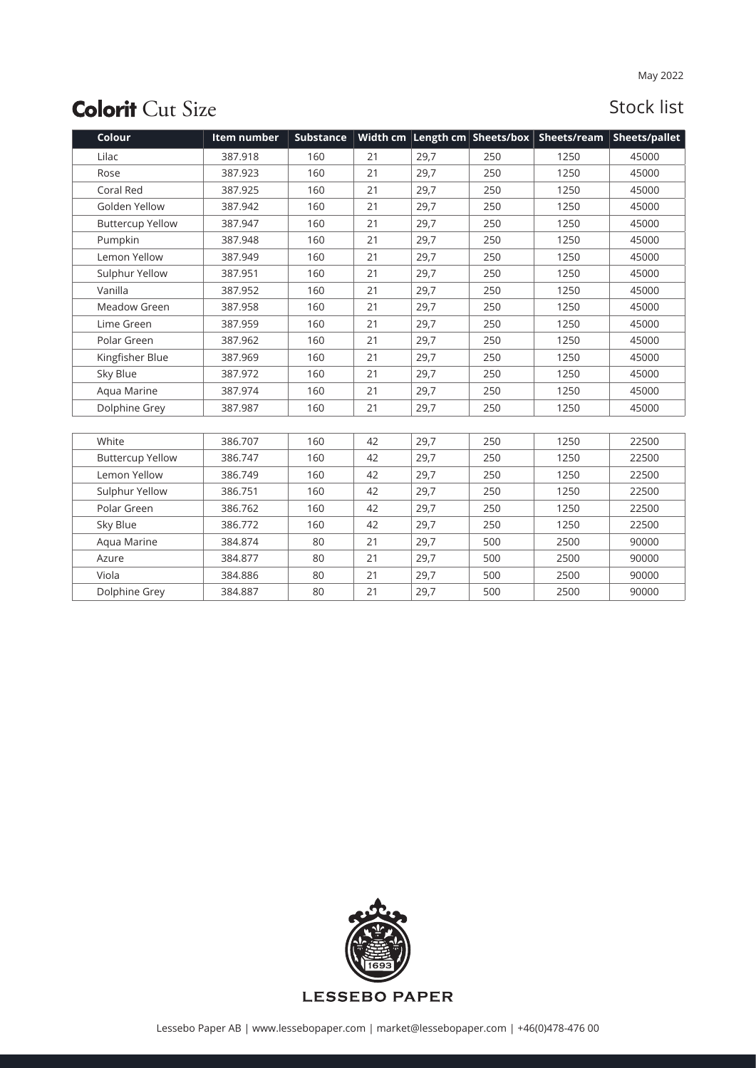May 2022

# Colorit Cut Size

## Stock list

| Colour | Item number | Substance | Width cm | Length cm | Sheets/box | Sheets/ream | Sheets/pallet |
|---|---|---|---|---|---|---|---|
| Lilac | 387.918 | 160 | 21 | 29,7 | 250 | 1250 | 45000 |
| Rose | 387.923 | 160 | 21 | 29,7 | 250 | 1250 | 45000 |
| Coral Red | 387.925 | 160 | 21 | 29,7 | 250 | 1250 | 45000 |
| Golden Yellow | 387.942 | 160 | 21 | 29,7 | 250 | 1250 | 45000 |
| Buttercup Yellow | 387.947 | 160 | 21 | 29,7 | 250 | 1250 | 45000 |
| Pumpkin | 387.948 | 160 | 21 | 29,7 | 250 | 1250 | 45000 |
| Lemon Yellow | 387.949 | 160 | 21 | 29,7 | 250 | 1250 | 45000 |
| Sulphur Yellow | 387.951 | 160 | 21 | 29,7 | 250 | 1250 | 45000 |
| Vanilla | 387.952 | 160 | 21 | 29,7 | 250 | 1250 | 45000 |
| Meadow Green | 387.958 | 160 | 21 | 29,7 | 250 | 1250 | 45000 |
| Lime Green | 387.959 | 160 | 21 | 29,7 | 250 | 1250 | 45000 |
| Polar Green | 387.962 | 160 | 21 | 29,7 | 250 | 1250 | 45000 |
| Kingfisher Blue | 387.969 | 160 | 21 | 29,7 | 250 | 1250 | 45000 |
| Sky Blue | 387.972 | 160 | 21 | 29,7 | 250 | 1250 | 45000 |
| Aqua Marine | 387.974 | 160 | 21 | 29,7 | 250 | 1250 | 45000 |
| Dolphine Grey | 387.987 | 160 | 21 | 29,7 | 250 | 1250 | 45000 |
| White | 386.707 | 160 | 42 | 29,7 | 250 | 1250 | 22500 |
| Buttercup Yellow | 386.747 | 160 | 42 | 29,7 | 250 | 1250 | 22500 |
| Lemon Yellow | 386.749 | 160 | 42 | 29,7 | 250 | 1250 | 22500 |
| Sulphur Yellow | 386.751 | 160 | 42 | 29,7 | 250 | 1250 | 22500 |
| Polar Green | 386.762 | 160 | 42 | 29,7 | 250 | 1250 | 22500 |
| Sky Blue | 386.772 | 160 | 42 | 29,7 | 250 | 1250 | 22500 |
| Aqua Marine | 384.874 | 80 | 21 | 29,7 | 500 | 2500 | 90000 |
| Azure | 384.877 | 80 | 21 | 29,7 | 500 | 2500 | 90000 |
| Viola | 384.886 | 80 | 21 | 29,7 | 500 | 2500 | 90000 |
| Dolphine Grey | 384.887 | 80 | 21 | 29,7 | 500 | 2500 | 90000 |

1693

LESSEBO PAPER

Lessebo Paper AB | www.lessebopaper.com | market@lessebopaper.com | +46(0)478-476 00